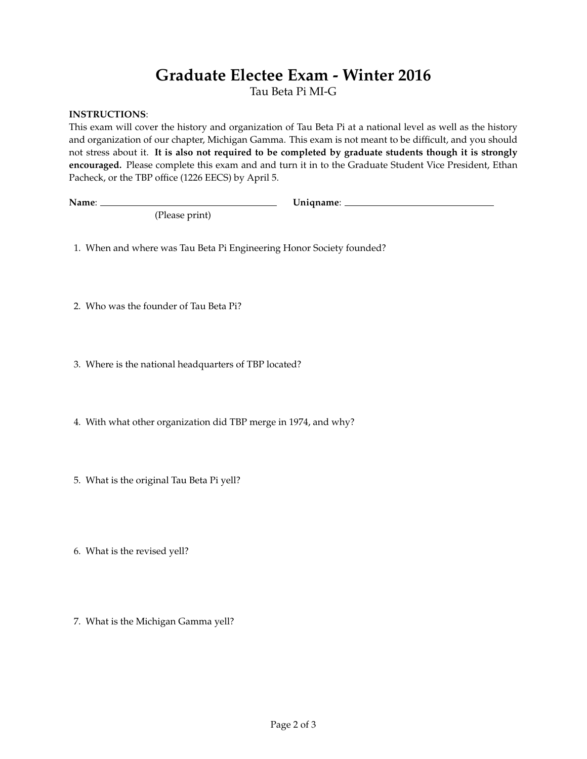# Graduate Electee Exam - Winter 2016

Tau Beta Pi MI-G

**INSTRUCTIONS**:
This exam will cover the history and organization of Tau Beta Pi at a national level as well as the history and organization of our chapter, Michigan Gamma. This exam is not meant to be difficult, and you should not stress about it. **It is also not required to be completed by graduate students though it is strongly encouraged.** Please complete this exam and and turn it in to the Graduate Student Vice President, Ethan Pacheck, or the TBP office (1226 EECS) by April 5.

**Name**: ______________________________ **Uniqname**: ______________________________
(Please print)

1. When and where was Tau Beta Pi Engineering Honor Society founded?

2. Who was the founder of Tau Beta Pi?

3. Where is the national headquarters of TBP located?

4. With what other organization did TBP merge in 1974, and why?

5. What is the original Tau Beta Pi yell?

6. What is the revised yell?

7. What is the Michigan Gamma yell?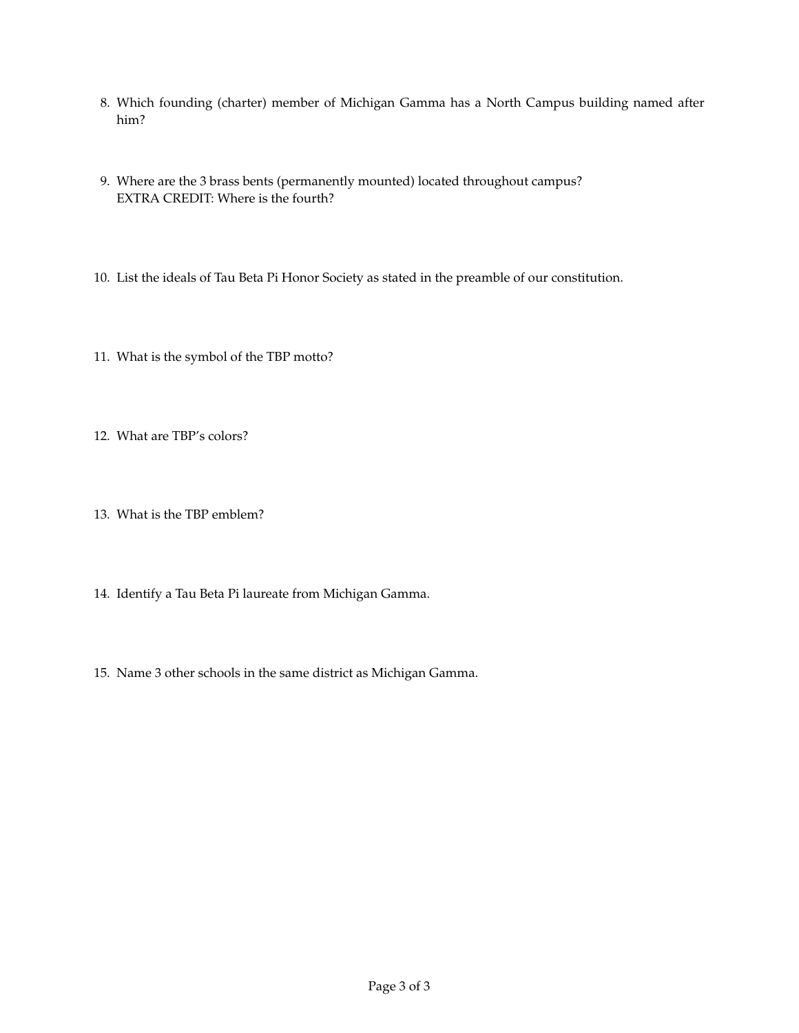8. Which founding (charter) member of Michigan Gamma has a North Campus building named after him?

9. Where are the 3 brass bents (permanently mounted) located throughout campus?
   EXTRA CREDIT: Where is the fourth?

10. List the ideals of Tau Beta Pi Honor Society as stated in the preamble of our constitution.

11. What is the symbol of the TBP motto?

12. What are TBP's colors?

13. What is the TBP emblem?

14. Identify a Tau Beta Pi laureate from Michigan Gamma.

15. Name 3 other schools in the same district as Michigan Gamma.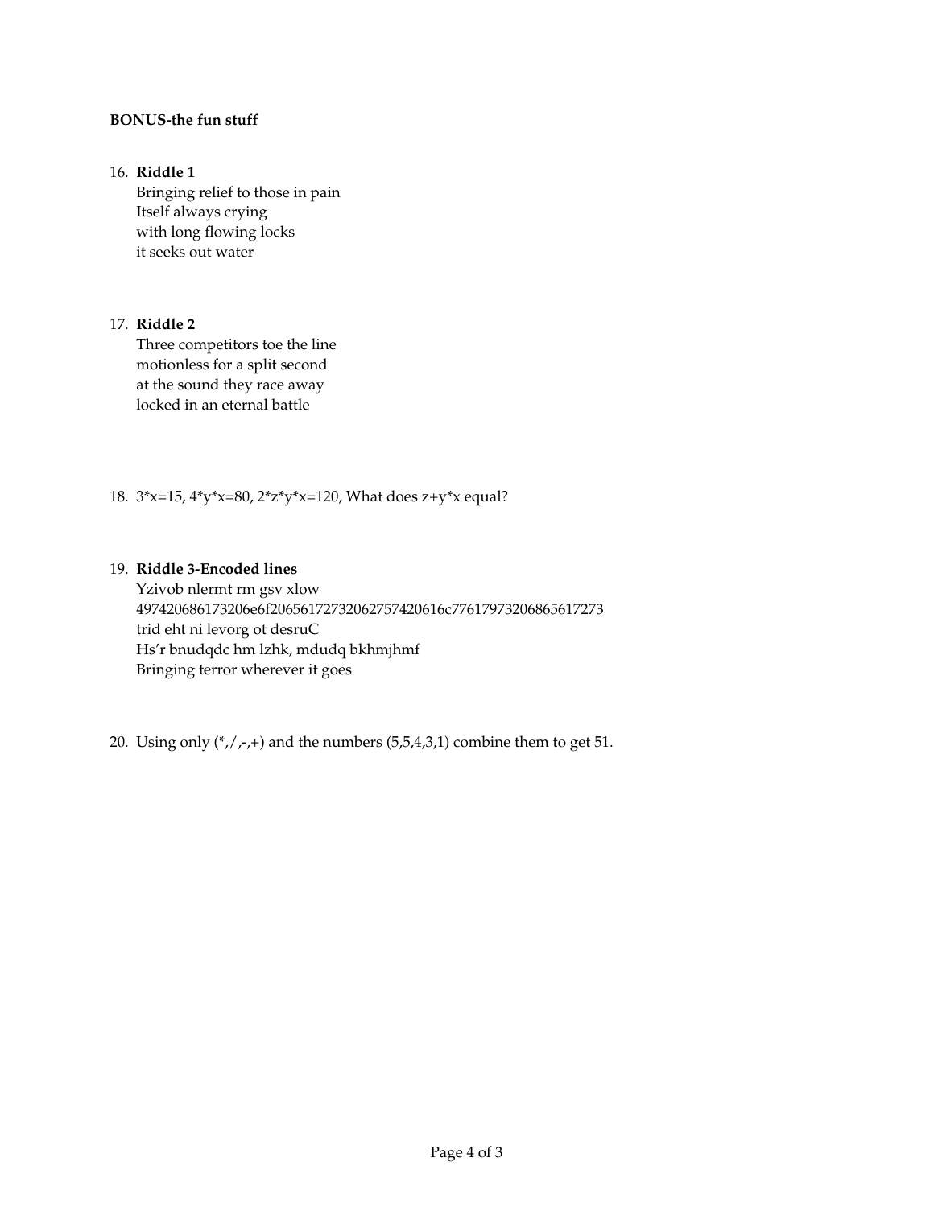**BONUS-the fun stuff**

16. **Riddle 1**
    Bringing relief to those in pain
    Itself always crying
    with long flowing locks
    it seeks out water

17. **Riddle 2**
    Three competitors toe the line
    motionless for a split second
    at the sound they race away
    locked in an eternal battle

18. 3*x=15, 4*y*x=80, 2*z*y*x=120, What does z+y*x equal?

19. **Riddle 3-Encoded lines**
    Yzivob nlermt rm gsv xlow
    497420686173206e6f2065617273206275742061 6c77617973206865617273
    trid eht ni levorg ot desruC
    Hs’r bnudqdc hm lzhk, mdudq bkhmjhmf
    Bringing terror wherever it goes

20. Using only (*,/,-,+) and the numbers (5,5,4,3,1) combine them to get 51.